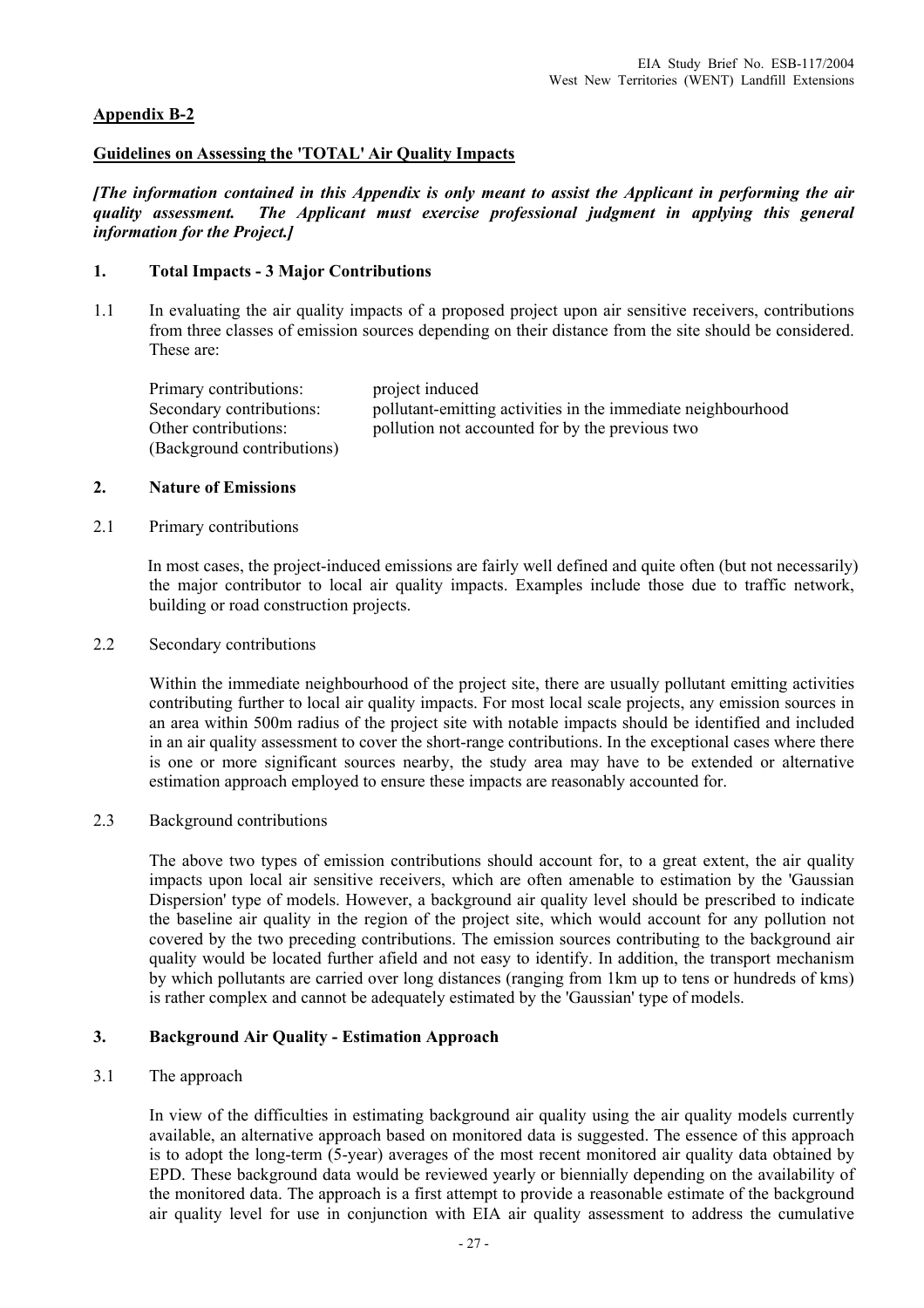## Appendix B-2

### Guidelines on Assessing the 'TOTAL' Air Quality Impacts

***[The information contained in this Appendix is only meant to assist the Applicant in performing the air quality assessment. The Applicant must exercise professional judgment in applying this general information for the Project.]***

### 1. Total Impacts - 3 Major Contributions

1.1 In evaluating the air quality impacts of a proposed project upon air sensitive receivers, contributions from three classes of emission sources depending on their distance from the site should be considered. These are:

| | |
|---|---|
| Primary contributions: | project induced |
| Secondary contributions: | pollutant-emitting activities in the immediate neighbourhood |
| Other contributions: (Background contributions) | pollution not accounted for by the previous two |

### 2. Nature of Emissions

2.1 Primary contributions

In most cases, the project-induced emissions are fairly well defined and quite often (but not necessarily) the major contributor to local air quality impacts. Examples include those due to traffic network, building or road construction projects.

2.2 Secondary contributions

Within the immediate neighbourhood of the project site, there are usually pollutant emitting activities contributing further to local air quality impacts. For most local scale projects, any emission sources in an area within 500m radius of the project site with notable impacts should be identified and included in an air quality assessment to cover the short-range contributions. In the exceptional cases where there is one or more significant sources nearby, the study area may have to be extended or alternative estimation approach employed to ensure these impacts are reasonably accounted for.

2.3 Background contributions

The above two types of emission contributions should account for, to a great extent, the air quality impacts upon local air sensitive receivers, which are often amenable to estimation by the 'Gaussian Dispersion' type of models. However, a background air quality level should be prescribed to indicate the baseline air quality in the region of the project site, which would account for any pollution not covered by the two preceding contributions. The emission sources contributing to the background air quality would be located further afield and not easy to identify. In addition, the transport mechanism by which pollutants are carried over long distances (ranging from 1km up to tens or hundreds of kms) is rather complex and cannot be adequately estimated by the 'Gaussian' type of models.

### 3. Background Air Quality - Estimation Approach

3.1 The approach

In view of the difficulties in estimating background air quality using the air quality models currently available, an alternative approach based on monitored data is suggested. The essence of this approach is to adopt the long-term (5-year) averages of the most recent monitored air quality data obtained by EPD. These background data would be reviewed yearly or biennially depending on the availability of the monitored data. The approach is a first attempt to provide a reasonable estimate of the background air quality level for use in conjunction with EIA air quality assessment to address the cumulative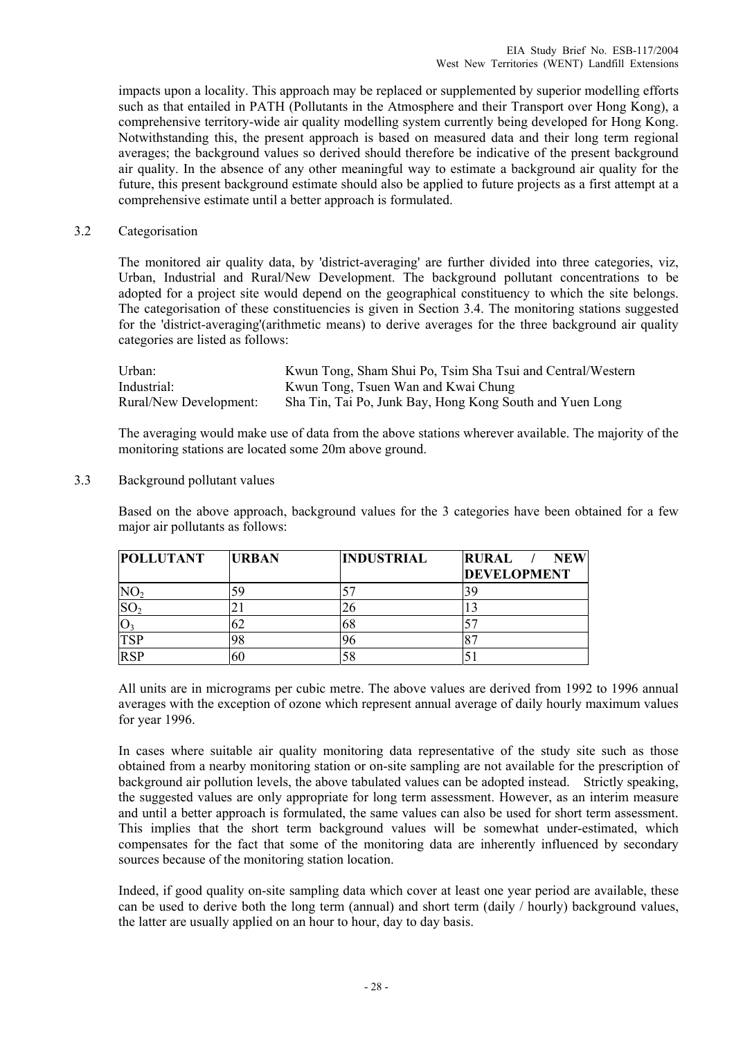impacts upon a locality. This approach may be replaced or supplemented by superior modelling efforts such as that entailed in PATH (Pollutants in the Atmosphere and their Transport over Hong Kong), a comprehensive territory-wide air quality modelling system currently being developed for Hong Kong. Notwithstanding this, the present approach is based on measured data and their long term regional averages; the background values so derived should therefore be indicative of the present background air quality. In the absence of any other meaningful way to estimate a background air quality for the future, this present background estimate should also be applied to future projects as a first attempt at a comprehensive estimate until a better approach is formulated.

3.2 Categorisation

The monitored air quality data, by 'district-averaging' are further divided into three categories, viz, Urban, Industrial and Rural/New Development. The background pollutant concentrations to be adopted for a project site would depend on the geographical constituency to which the site belongs. The categorisation of these constituencies is given in Section 3.4. The monitoring stations suggested for the 'district-averaging'(arithmetic means) to derive averages for the three background air quality categories are listed as follows:

| | |
|---|---|
| Urban: | Kwun Tong, Sham Shui Po, Tsim Sha Tsui and Central/Western |
| Industrial: | Kwun Tong, Tsuen Wan and Kwai Chung |
| Rural/New Development: | Sha Tin, Tai Po, Junk Bay, Hong Kong South and Yuen Long |

The averaging would make use of data from the above stations wherever available. The majority of the monitoring stations are located some 20m above ground.

3.3 Background pollutant values

Based on the above approach, background values for the 3 categories have been obtained for a few major air pollutants as follows:

| **POLLUTANT** | **URBAN** | **INDUSTRIAL** | **RURAL / NEW DEVELOPMENT** |
|---|---|---|---|
| $NO_2$ | 59 | 57 | 39 |
| $SO_2$ | 21 | 26 | 13 |
| $O_3$ | 62 | 68 | 57 |
| TSP | 98 | 96 | 87 |
| RSP | 60 | 58 | 51 |

All units are in micrograms per cubic metre. The above values are derived from 1992 to 1996 annual averages with the exception of ozone which represent annual average of daily hourly maximum values for year 1996.

In cases where suitable air quality monitoring data representative of the study site such as those obtained from a nearby monitoring station or on-site sampling are not available for the prescription of background air pollution levels, the above tabulated values can be adopted instead. Strictly speaking, the suggested values are only appropriate for long term assessment. However, as an interim measure and until a better approach is formulated, the same values can also be used for short term assessment. This implies that the short term background values will be somewhat under-estimated, which compensates for the fact that some of the monitoring data are inherently influenced by secondary sources because of the monitoring station location.

Indeed, if good quality on-site sampling data which cover at least one year period are available, these can be used to derive both the long term (annual) and short term (daily / hourly) background values, the latter are usually applied on an hour to hour, day to day basis.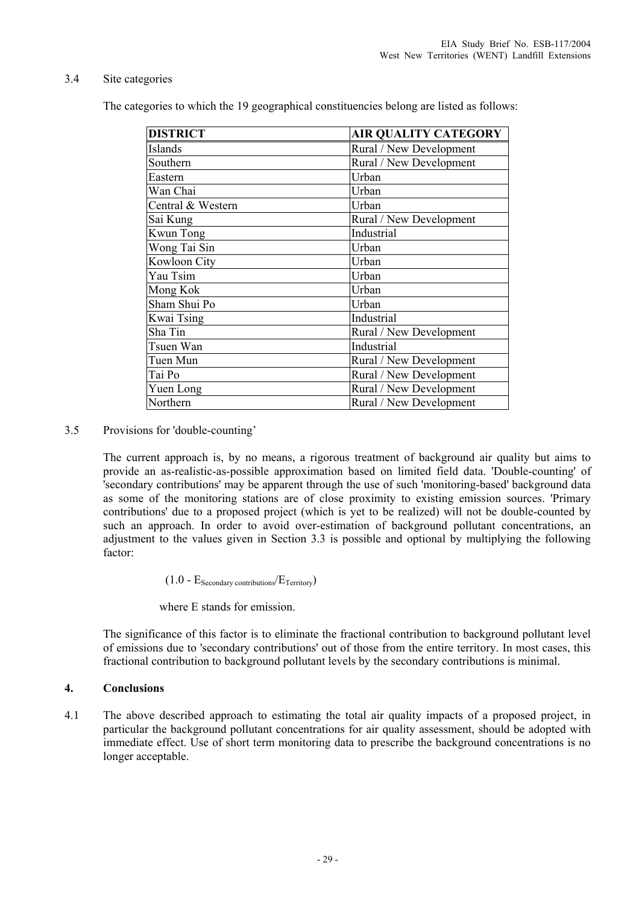3.4 Site categories

The categories to which the 19 geographical constituencies belong are listed as follows:

| DISTRICT | AIR QUALITY CATEGORY |
|---|---|
| Islands | Rural / New Development |
| Southern | Rural / New Development |
| Eastern | Urban |
| Wan Chai | Urban |
| Central & Western | Urban |
| Sai Kung | Rural / New Development |
| Kwun Tong | Industrial |
| Wong Tai Sin | Urban |
| Kowloon City | Urban |
| Yau Tsim | Urban |
| Mong Kok | Urban |
| Sham Shui Po | Urban |
| Kwai Tsing | Industrial |
| Sha Tin | Rural / New Development |
| Tsuen Wan | Industrial |
| Tuen Mun | Rural / New Development |
| Tai Po | Rural / New Development |
| Yuen Long | Rural / New Development |
| Northern | Rural / New Development |

3.5 Provisions for 'double-counting'

The current approach is, by no means, a rigorous treatment of background air quality but aims to provide an as-realistic-as-possible approximation based on limited field data. 'Double-counting' of 'secondary contributions' may be apparent through the use of such 'monitoring-based' background data as some of the monitoring stations are of close proximity to existing emission sources. 'Primary contributions' due to a proposed project (which is yet to be realized) will not be double-counted by such an approach. In order to avoid over-estimation of background pollutant concentrations, an adjustment to the values given in Section 3.3 is possible and optional by multiplying the following factor:

$$(1.0 - E_{\text{Secondary contributions}}/E_{\text{Territory}})$$

where E stands for emission.

The significance of this factor is to eliminate the fractional contribution to background pollutant level of emissions due to 'secondary contributions' out of those from the entire territory. In most cases, this fractional contribution to background pollutant levels by the secondary contributions is minimal.

## 4. Conclusions

4.1 The above described approach to estimating the total air quality impacts of a proposed project, in particular the background pollutant concentrations for air quality assessment, should be adopted with immediate effect. Use of short term monitoring data to prescribe the background concentrations is no longer acceptable.